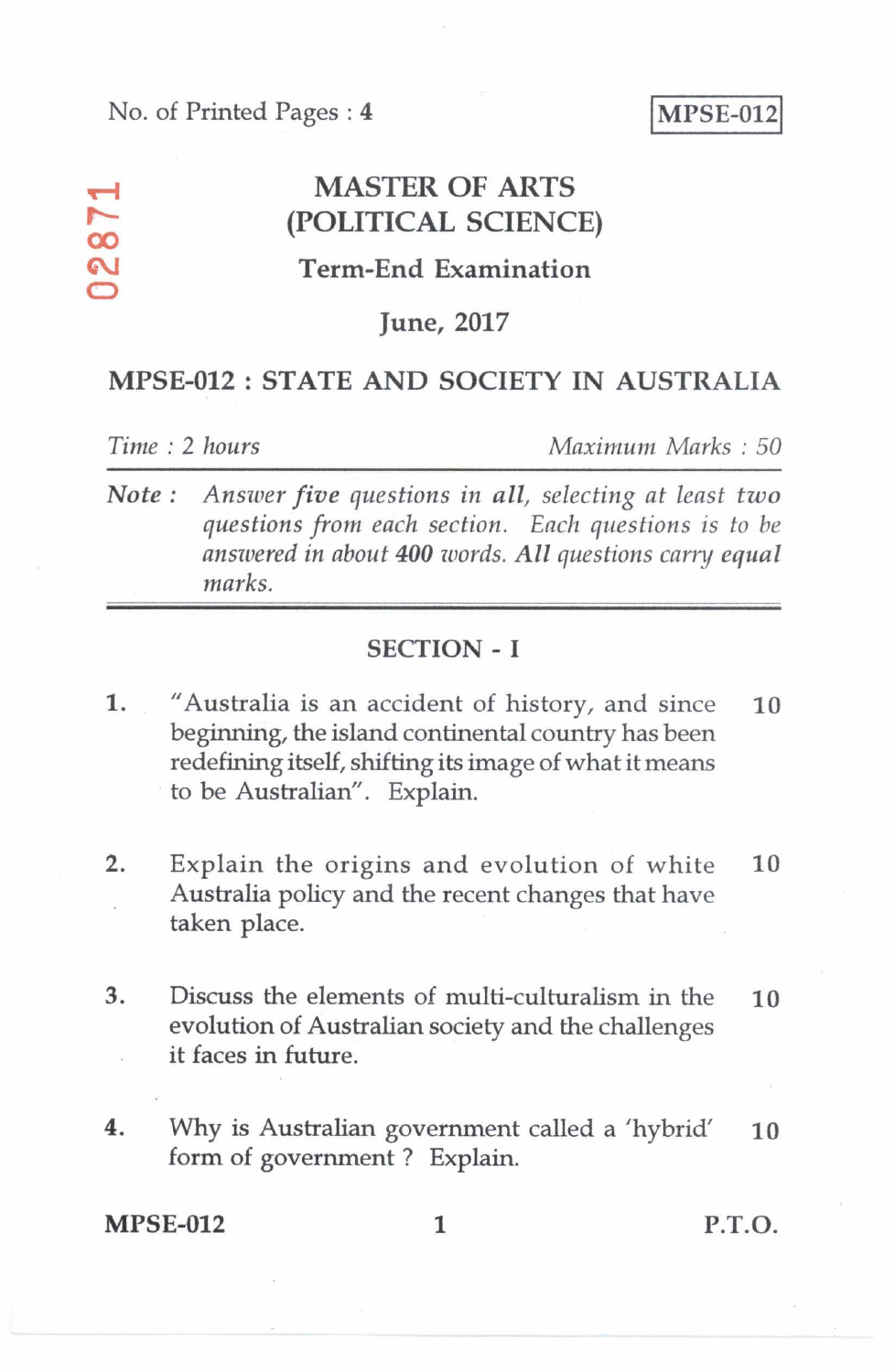No. of Printed Pages : **4**

**MPSE-012**

02871

# MASTER OF ARTS (POLITICAL SCIENCE)

## Term-End Examination

## June, 2017

## MPSE-012 : STATE AND SOCIETY IN AUSTRALIA

*Time : 2 hours* *Maximum Marks : 50*

*Note : Answer* ***five*** *questions in* ***all****, selecting at least two questions from each section. Each questions is to be answered in about* ***400*** *words.* ***All*** *questions carry equal marks.*

### SECTION - I

1. "Australia is an accident of history, and since beginning, the island continental country has been redefining itself, shifting its image of what it means to be Australian". Explain. **10**

2. Explain the origins and evolution of white Australia policy and the recent changes that have taken place. **10**

3. Discuss the elements of multi-culturalism in the evolution of Australian society and the challenges it faces in future. **10**

4. Why is Australian government called a 'hybrid' form of government ? Explain. **10**

P.T.O.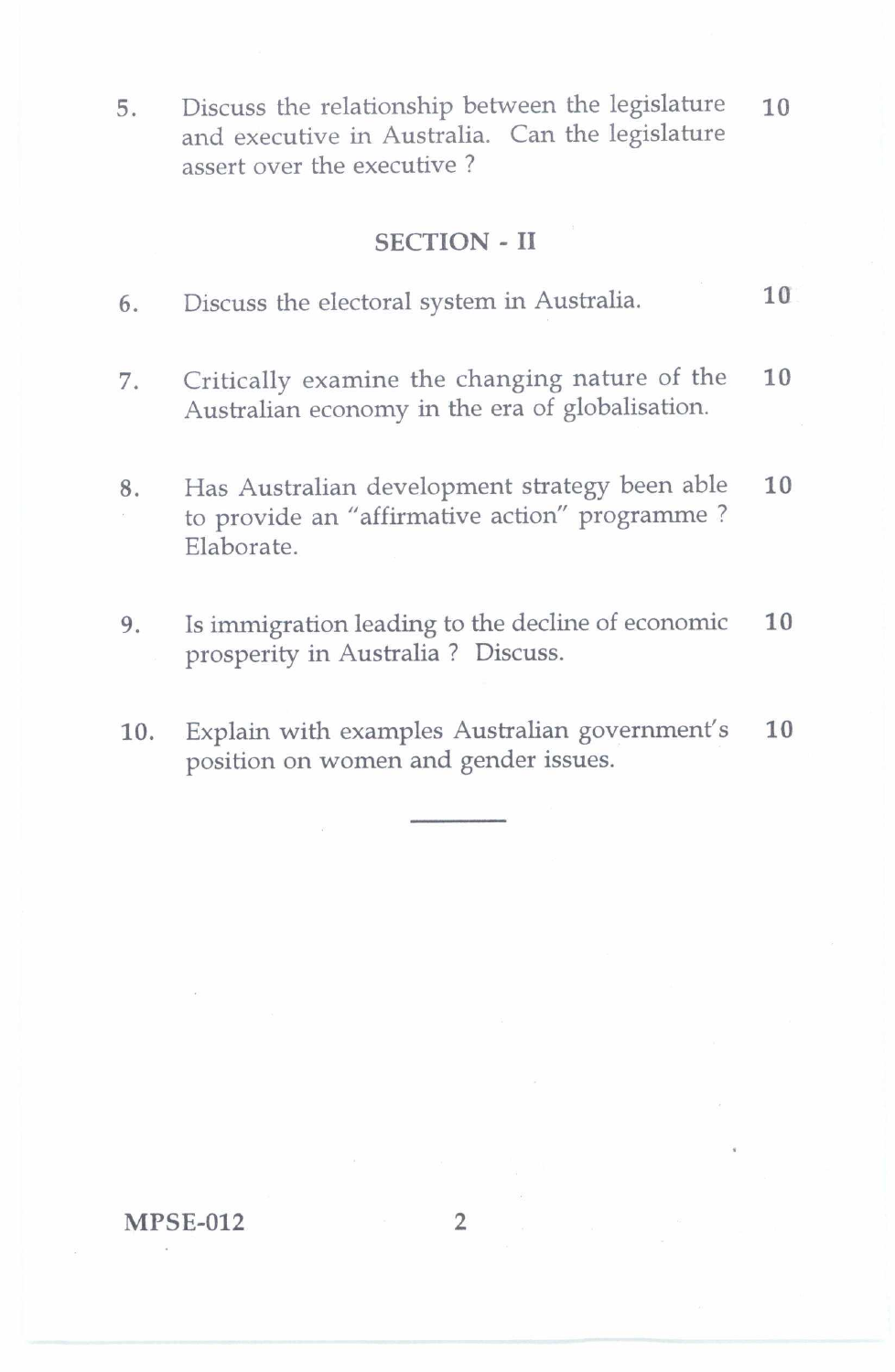5. Discuss the relationship between the legislature and executive in Australia. Can the legislature assert over the executive ? 10

## SECTION - II

6. Discuss the electoral system in Australia. 10

7. Critically examine the changing nature of the Australian economy in the era of globalisation. 10

8. Has Australian development strategy been able to provide an "affirmative action" programme ? Elaborate. 10

9. Is immigration leading to the decline of economic prosperity in Australia ? Discuss. 10

10. Explain with examples Australian government's position on women and gender issues. 10

MPSE-012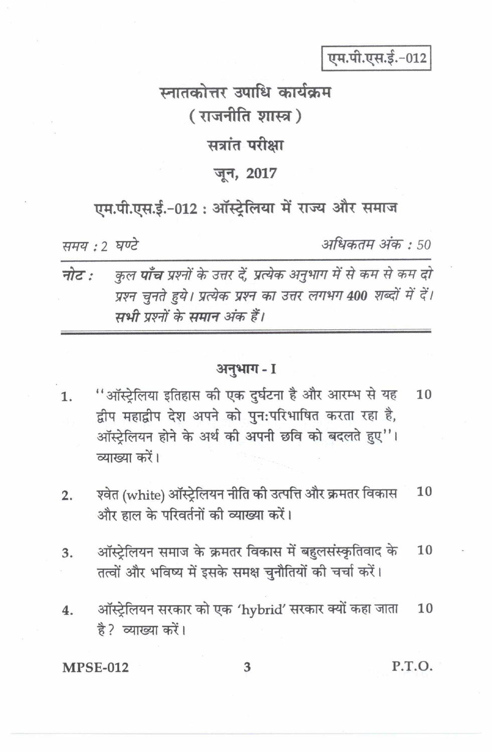एम.पी.एस.ई.-012

# स्नातकोत्तर उपाधि कार्यक्रम

## ( राजनीति शास्त्र )

## सत्रांत परीक्षा

## जून, 2017

## एम.पी.एस.ई.-012 : ऑस्ट्रेलिया में राज्य और समाज

*समय : 2 घण्टे* *अधिकतम अंक : 50*

**नोट :** *कुल **पाँच** प्रश्नों के उत्तर दें, प्रत्येक अनुभाग में से कम से कम दो प्रश्न चुनते हुये। प्रत्येक प्रश्न का उत्तर लगभग **400** शब्दों में दें। **सभी** प्रश्नों के **समान** अंक हैं।*

---

### अनुभाग - I

1. "ऑस्ट्रेलिया इतिहास की एक दुर्घटना है और आरम्भ से यह द्वीप महाद्वीप देश अपने को पुनःपरिभाषित करता रहा है, ऑस्ट्रेलियन होने के अर्थ की अपनी छवि को बदलते हुए"। व्याख्या करें। **10**

2. श्वेत (white) ऑस्ट्रेलियन नीति की उत्पत्ति और क्रमतर विकास और हाल के परिवर्तनों की व्याख्या करें। **10**

3. ऑस्ट्रेलियन समाज के क्रमतर विकास में बहुलसंस्कृतिवाद के तत्वों और भविष्य में इसके समक्ष चुनौतियों की चर्चा करें। **10**

4. ऑस्ट्रेलियन सरकार को एक 'hybrid' सरकार क्यों कहा जाता है? व्याख्या करें। **10**

P.T.O.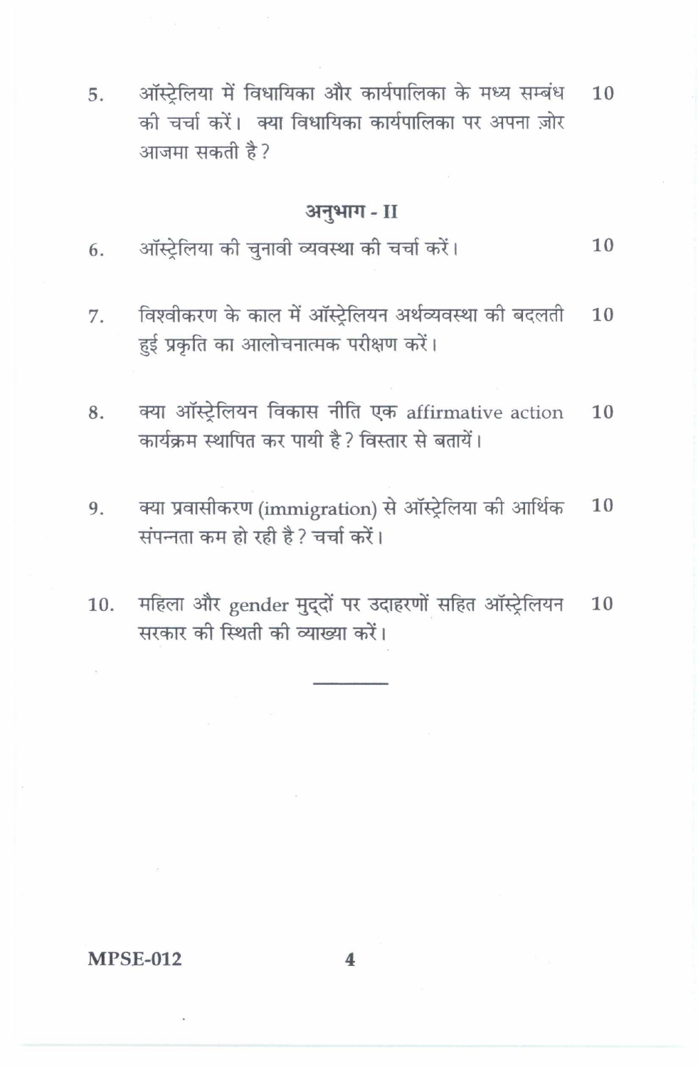5. ऑस्ट्रेलिया में विधायिका और कार्यपालिका के मध्य सम्बंध की चर्चा करें। क्या विधायिका कार्यपालिका पर अपना ज़ोर आजमा सकती है? 10

## अनुभाग - II

6. ऑस्ट्रेलिया की चुनावी व्यवस्था की चर्चा करें। 10

7. विश्वीकरण के काल में ऑस्ट्रेलियन अर्थव्यवस्था की बदलती हुई प्रकृति का आलोचनात्मक परीक्षण करें। 10

8. क्या ऑस्ट्रेलियन विकास नीति एक affirmative action कार्यक्रम स्थापित कर पायी है? विस्तार से बतायें। 10

9. क्या प्रवासीकरण (immigration) से ऑस्ट्रेलिया की आर्थिक संपन्नता कम हो रही है? चर्चा करें। 10

10. महिला और gender मुद्दों पर उदाहरणों सहित ऑस्ट्रेलियन सरकार की स्थिती की व्याख्या करें। 10

---